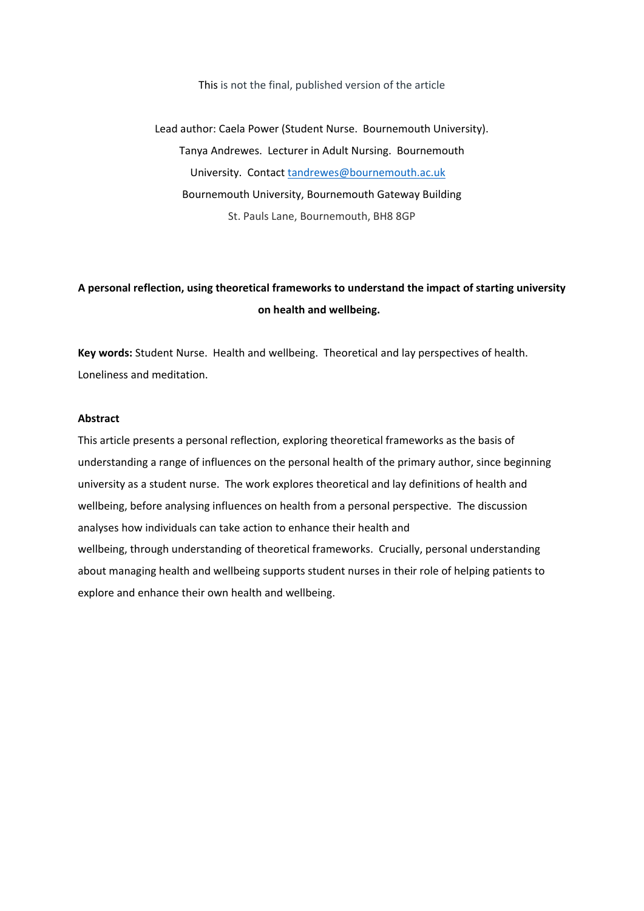This is not the final, published version of the article

Lead author: Caela Power (Student Nurse. Bournemouth University).
Tanya Andrewes. Lecturer in Adult Nursing. Bournemouth University. Contact tandrewes@bournemouth.ac.uk
Bournemouth University, Bournemouth Gateway Building
St. Pauls Lane, Bournemouth, BH8 8GP

# A personal reflection, using theoretical frameworks to understand the impact of starting university on health and wellbeing.

**Key words:** Student Nurse. Health and wellbeing. Theoretical and lay perspectives of health. Loneliness and meditation.

## Abstract

This article presents a personal reflection, exploring theoretical frameworks as the basis of understanding a range of influences on the personal health of the primary author, since beginning university as a student nurse. The work explores theoretical and lay definitions of health and wellbeing, before analysing influences on health from a personal perspective. The discussion analyses how individuals can take action to enhance their health and wellbeing, through understanding of theoretical frameworks. Crucially, personal understanding about managing health and wellbeing supports student nurses in their role of helping patients to explore and enhance their own health and wellbeing.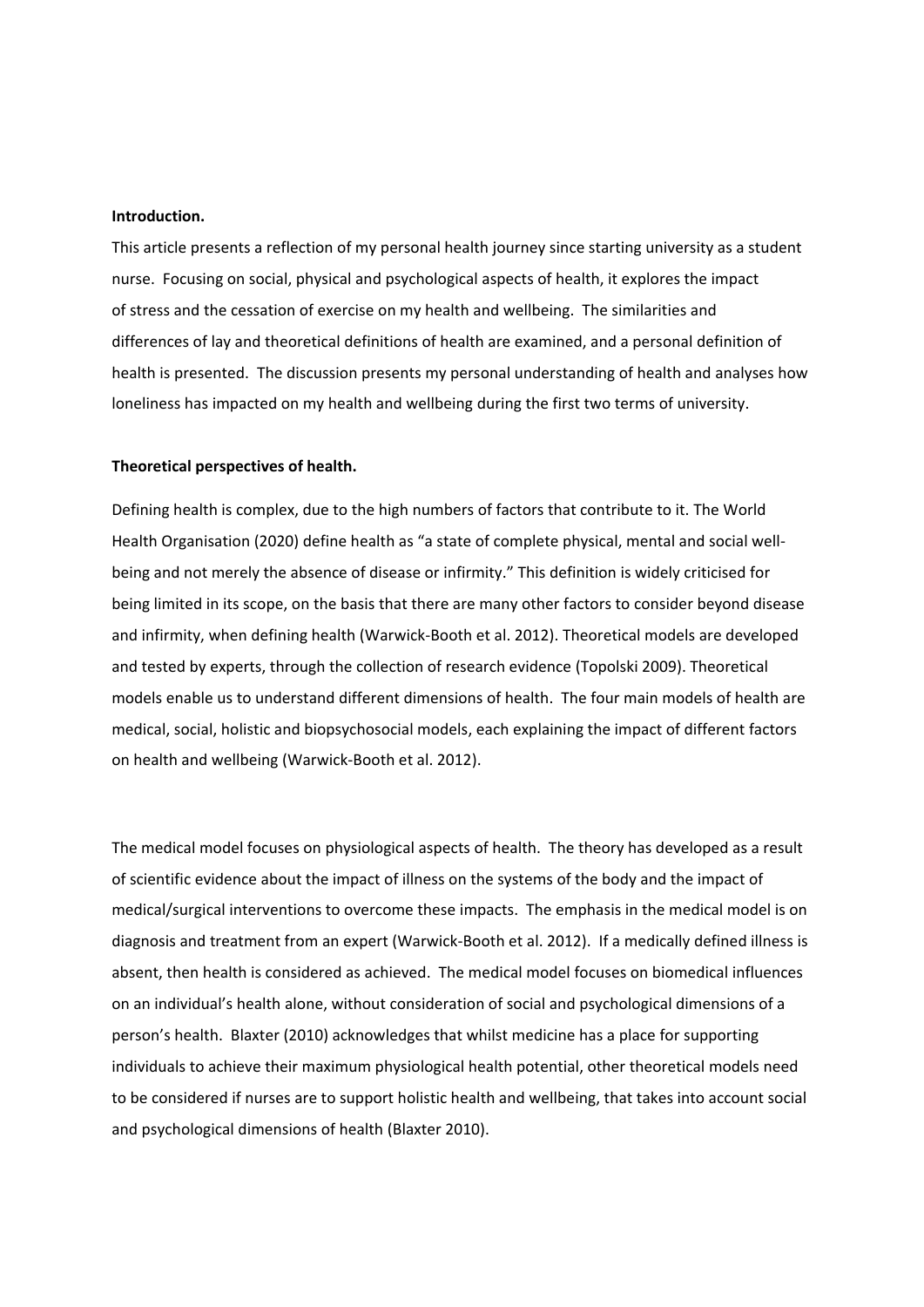**Introduction.**

This article presents a reflection of my personal health journey since starting university as a student nurse. Focusing on social, physical and psychological aspects of health, it explores the impact of stress and the cessation of exercise on my health and wellbeing. The similarities and differences of lay and theoretical definitions of health are examined, and a personal definition of health is presented. The discussion presents my personal understanding of health and analyses how loneliness has impacted on my health and wellbeing during the first two terms of university.

**Theoretical perspectives of health.**

Defining health is complex, due to the high numbers of factors that contribute to it. The World Health Organisation (2020) define health as "a state of complete physical, mental and social well-being and not merely the absence of disease or infirmity." This definition is widely criticised for being limited in its scope, on the basis that there are many other factors to consider beyond disease and infirmity, when defining health (Warwick-Booth et al. 2012). Theoretical models are developed and tested by experts, through the collection of research evidence (Topolski 2009). Theoretical models enable us to understand different dimensions of health. The four main models of health are medical, social, holistic and biopsychosocial models, each explaining the impact of different factors on health and wellbeing (Warwick-Booth et al. 2012).

The medical model focuses on physiological aspects of health. The theory has developed as a result of scientific evidence about the impact of illness on the systems of the body and the impact of medical/surgical interventions to overcome these impacts. The emphasis in the medical model is on diagnosis and treatment from an expert (Warwick-Booth et al. 2012). If a medically defined illness is absent, then health is considered as achieved. The medical model focuses on biomedical influences on an individual's health alone, without consideration of social and psychological dimensions of a person's health. Blaxter (2010) acknowledges that whilst medicine has a place for supporting individuals to achieve their maximum physiological health potential, other theoretical models need to be considered if nurses are to support holistic health and wellbeing, that takes into account social and psychological dimensions of health (Blaxter 2010).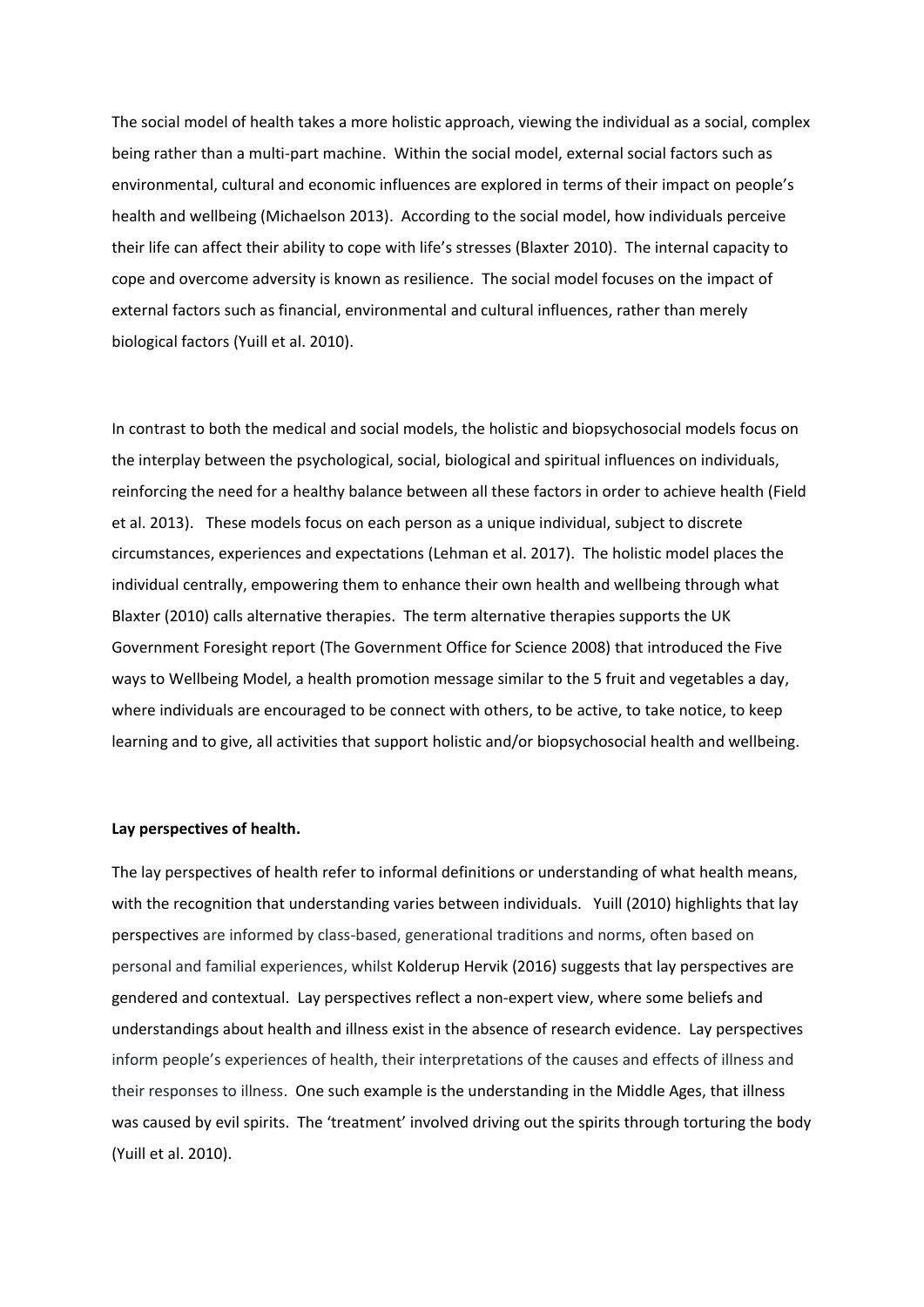The social model of health takes a more holistic approach, viewing the individual as a social, complex being rather than a multi-part machine. Within the social model, external social factors such as environmental, cultural and economic influences are explored in terms of their impact on people's health and wellbeing (Michaelson 2013). According to the social model, how individuals perceive their life can affect their ability to cope with life's stresses (Blaxter 2010). The internal capacity to cope and overcome adversity is known as resilience. The social model focuses on the impact of external factors such as financial, environmental and cultural influences, rather than merely biological factors (Yuill et al. 2010).

In contrast to both the medical and social models, the holistic and biopsychosocial models focus on the interplay between the psychological, social, biological and spiritual influences on individuals, reinforcing the need for a healthy balance between all these factors in order to achieve health (Field et al. 2013). These models focus on each person as a unique individual, subject to discrete circumstances, experiences and expectations (Lehman et al. 2017). The holistic model places the individual centrally, empowering them to enhance their own health and wellbeing through what Blaxter (2010) calls alternative therapies. The term alternative therapies supports the UK Government Foresight report (The Government Office for Science 2008) that introduced the Five ways to Wellbeing Model, a health promotion message similar to the 5 fruit and vegetables a day, where individuals are encouraged to be connect with others, to be active, to take notice, to keep learning and to give, all activities that support holistic and/or biopsychosocial health and wellbeing.

**Lay perspectives of health.**

The lay perspectives of health refer to informal definitions or understanding of what health means, with the recognition that understanding varies between individuals. Yuill (2010) highlights that lay perspectives are informed by class-based, generational traditions and norms, often based on personal and familial experiences, whilst Kolderup Hervik (2016) suggests that lay perspectives are gendered and contextual. Lay perspectives reflect a non-expert view, where some beliefs and understandings about health and illness exist in the absence of research evidence. Lay perspectives inform people's experiences of health, their interpretations of the causes and effects of illness and their responses to illness. One such example is the understanding in the Middle Ages, that illness was caused by evil spirits. The 'treatment' involved driving out the spirits through torturing the body (Yuill et al. 2010).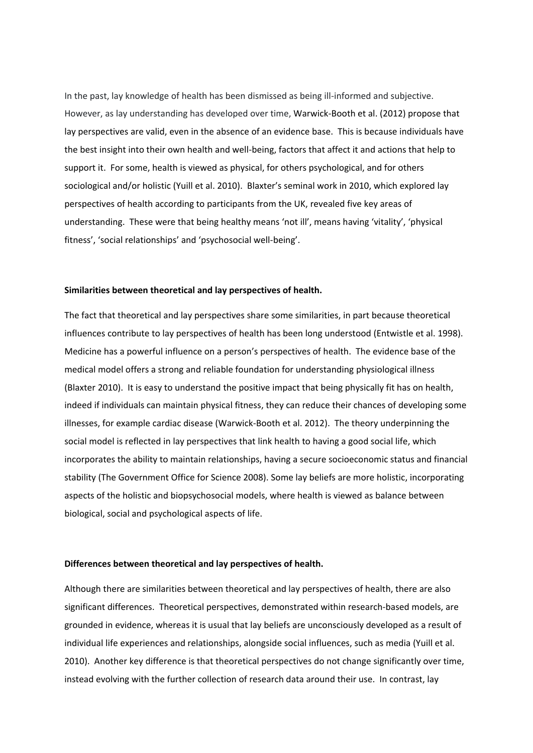In the past, lay knowledge of health has been dismissed as being ill-informed and subjective. However, as lay understanding has developed over time, Warwick-Booth et al. (2012) propose that lay perspectives are valid, even in the absence of an evidence base. This is because individuals have the best insight into their own health and well-being, factors that affect it and actions that help to support it. For some, health is viewed as physical, for others psychological, and for others sociological and/or holistic (Yuill et al. 2010). Blaxter's seminal work in 2010, which explored lay perspectives of health according to participants from the UK, revealed five key areas of understanding. These were that being healthy means 'not ill', means having 'vitality', 'physical fitness', 'social relationships' and 'psychosocial well-being'.

**Similarities between theoretical and lay perspectives of health.**

The fact that theoretical and lay perspectives share some similarities, in part because theoretical influences contribute to lay perspectives of health has been long understood (Entwistle et al. 1998). Medicine has a powerful influence on a person's perspectives of health. The evidence base of the medical model offers a strong and reliable foundation for understanding physiological illness (Blaxter 2010). It is easy to understand the positive impact that being physically fit has on health, indeed if individuals can maintain physical fitness, they can reduce their chances of developing some illnesses, for example cardiac disease (Warwick-Booth et al. 2012). The theory underpinning the social model is reflected in lay perspectives that link health to having a good social life, which incorporates the ability to maintain relationships, having a secure socioeconomic status and financial stability (The Government Office for Science 2008). Some lay beliefs are more holistic, incorporating aspects of the holistic and biopsychosocial models, where health is viewed as balance between biological, social and psychological aspects of life.

**Differences between theoretical and lay perspectives of health.**

Although there are similarities between theoretical and lay perspectives of health, there are also significant differences. Theoretical perspectives, demonstrated within research-based models, are grounded in evidence, whereas it is usual that lay beliefs are unconsciously developed as a result of individual life experiences and relationships, alongside social influences, such as media (Yuill et al. 2010). Another key difference is that theoretical perspectives do not change significantly over time, instead evolving with the further collection of research data around their use. In contrast, lay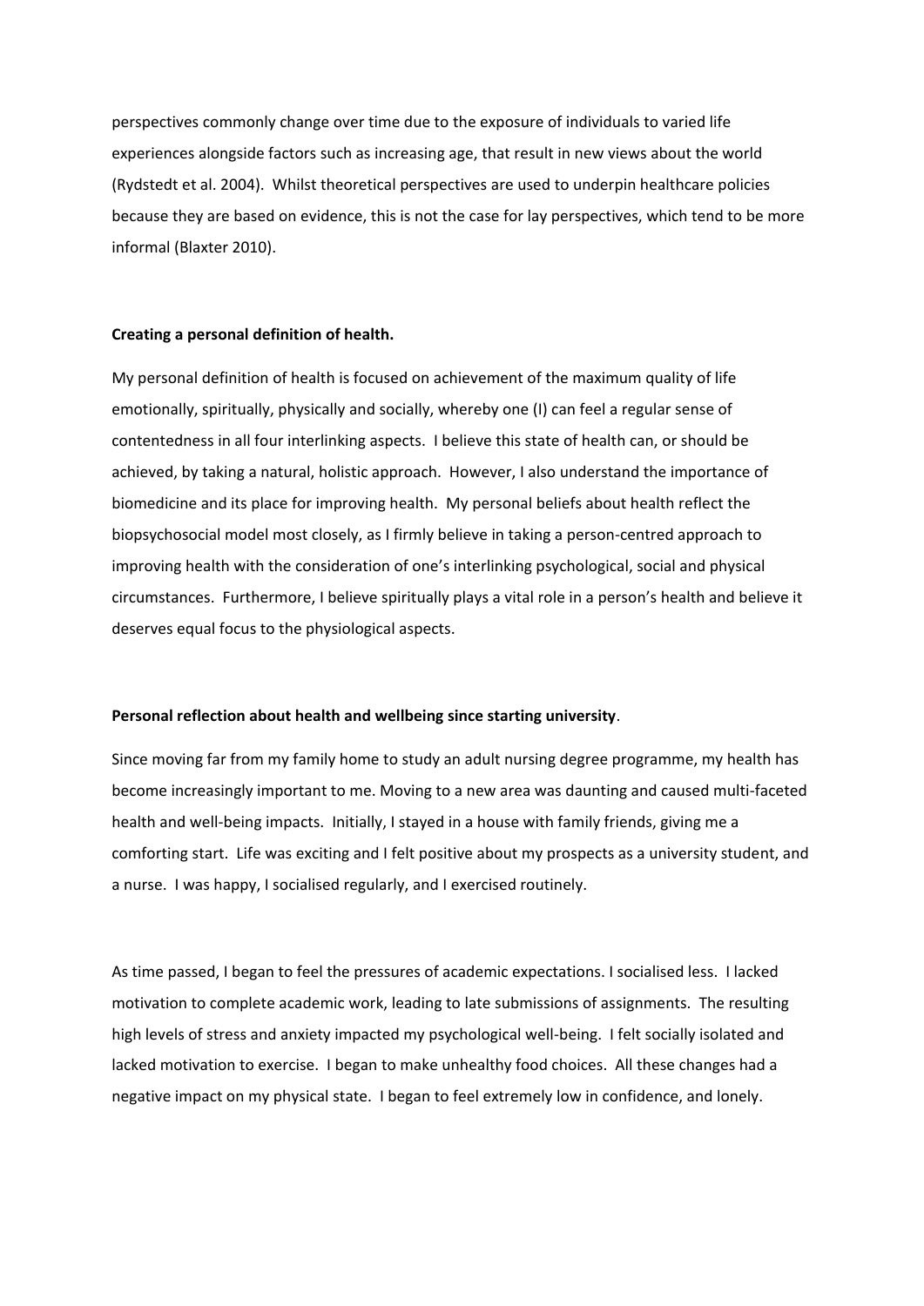perspectives commonly change over time due to the exposure of individuals to varied life experiences alongside factors such as increasing age, that result in new views about the world (Rydstedt et al. 2004). Whilst theoretical perspectives are used to underpin healthcare policies because they are based on evidence, this is not the case for lay perspectives, which tend to be more informal (Blaxter 2010).

**Creating a personal definition of health.**

My personal definition of health is focused on achievement of the maximum quality of life emotionally, spiritually, physically and socially, whereby one (I) can feel a regular sense of contentedness in all four interlinking aspects. I believe this state of health can, or should be achieved, by taking a natural, holistic approach. However, I also understand the importance of biomedicine and its place for improving health. My personal beliefs about health reflect the biopsychosocial model most closely, as I firmly believe in taking a person-centred approach to improving health with the consideration of one's interlinking psychological, social and physical circumstances. Furthermore, I believe spiritually plays a vital role in a person's health and believe it deserves equal focus to the physiological aspects.

**Personal reflection about health and wellbeing since starting university**.

Since moving far from my family home to study an adult nursing degree programme, my health has become increasingly important to me. Moving to a new area was daunting and caused multi-faceted health and well-being impacts. Initially, I stayed in a house with family friends, giving me a comforting start. Life was exciting and I felt positive about my prospects as a university student, and a nurse. I was happy, I socialised regularly, and I exercised routinely.

As time passed, I began to feel the pressures of academic expectations. I socialised less. I lacked motivation to complete academic work, leading to late submissions of assignments. The resulting high levels of stress and anxiety impacted my psychological well-being. I felt socially isolated and lacked motivation to exercise. I began to make unhealthy food choices. All these changes had a negative impact on my physical state. I began to feel extremely low in confidence, and lonely.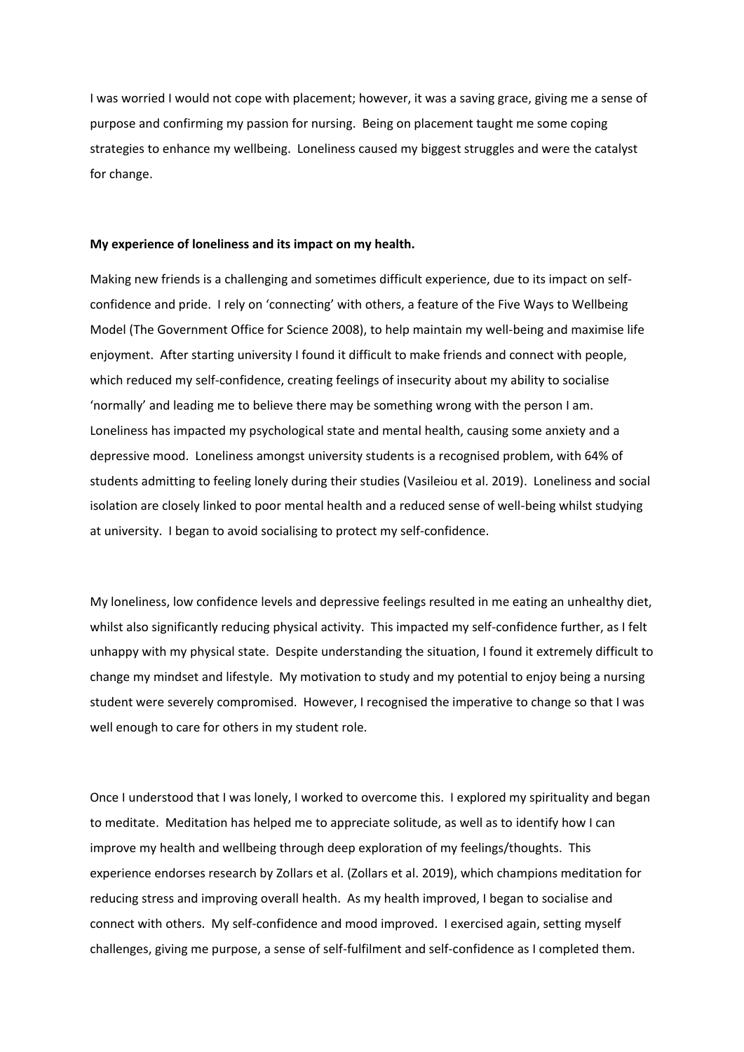I was worried I would not cope with placement; however, it was a saving grace, giving me a sense of purpose and confirming my passion for nursing. Being on placement taught me some coping strategies to enhance my wellbeing. Loneliness caused my biggest struggles and were the catalyst for change.

**My experience of loneliness and its impact on my health.**

Making new friends is a challenging and sometimes difficult experience, due to its impact on self-confidence and pride. I rely on 'connecting' with others, a feature of the Five Ways to Wellbeing Model (The Government Office for Science 2008), to help maintain my well-being and maximise life enjoyment. After starting university I found it difficult to make friends and connect with people, which reduced my self-confidence, creating feelings of insecurity about my ability to socialise 'normally' and leading me to believe there may be something wrong with the person I am. Loneliness has impacted my psychological state and mental health, causing some anxiety and a depressive mood. Loneliness amongst university students is a recognised problem, with 64% of students admitting to feeling lonely during their studies (Vasileiou et al. 2019). Loneliness and social isolation are closely linked to poor mental health and a reduced sense of well-being whilst studying at university. I began to avoid socialising to protect my self-confidence.

My loneliness, low confidence levels and depressive feelings resulted in me eating an unhealthy diet, whilst also significantly reducing physical activity. This impacted my self-confidence further, as I felt unhappy with my physical state. Despite understanding the situation, I found it extremely difficult to change my mindset and lifestyle. My motivation to study and my potential to enjoy being a nursing student were severely compromised. However, I recognised the imperative to change so that I was well enough to care for others in my student role.

Once I understood that I was lonely, I worked to overcome this. I explored my spirituality and began to meditate. Meditation has helped me to appreciate solitude, as well as to identify how I can improve my health and wellbeing through deep exploration of my feelings/thoughts. This experience endorses research by Zollars et al. (Zollars et al. 2019), which champions meditation for reducing stress and improving overall health. As my health improved, I began to socialise and connect with others. My self-confidence and mood improved. I exercised again, setting myself challenges, giving me purpose, a sense of self-fulfilment and self-confidence as I completed them.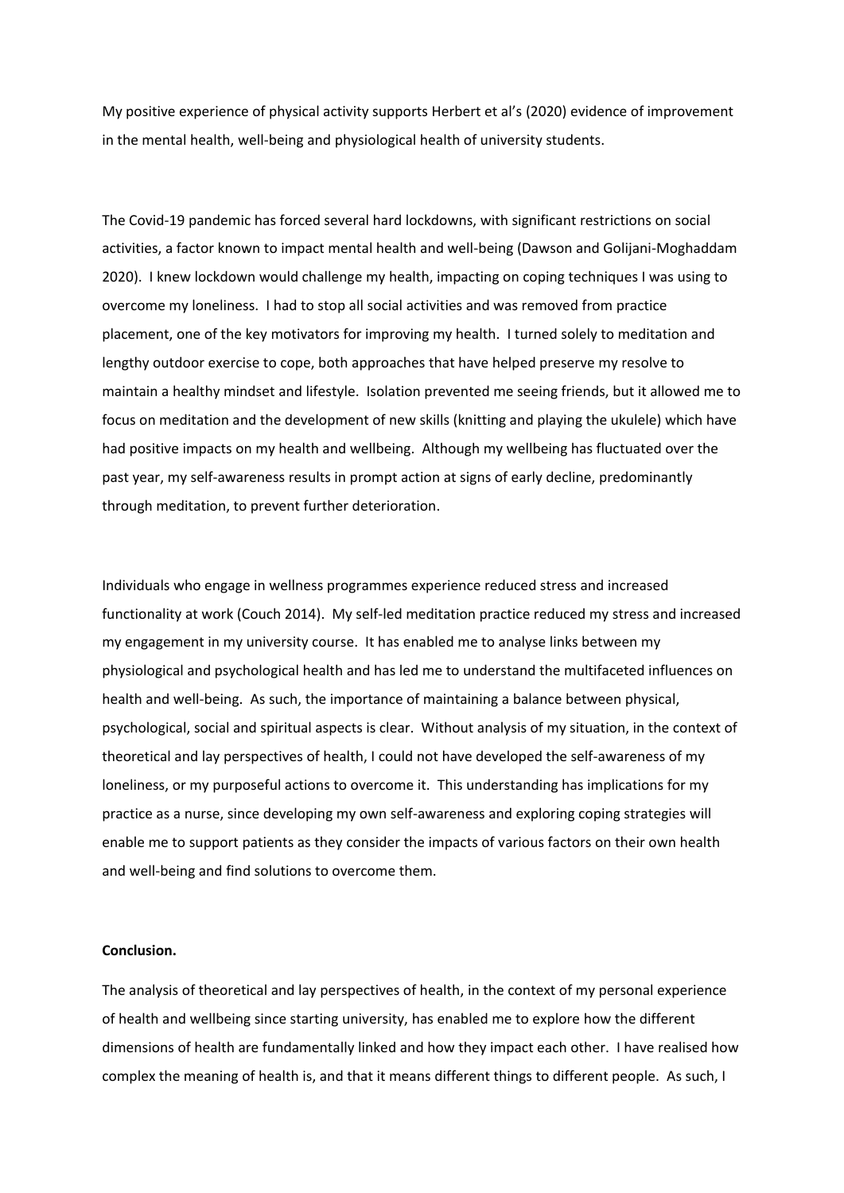My positive experience of physical activity supports Herbert et al's (2020) evidence of improvement in the mental health, well-being and physiological health of university students.

The Covid-19 pandemic has forced several hard lockdowns, with significant restrictions on social activities, a factor known to impact mental health and well-being (Dawson and Golijani-Moghaddam 2020). I knew lockdown would challenge my health, impacting on coping techniques I was using to overcome my loneliness. I had to stop all social activities and was removed from practice placement, one of the key motivators for improving my health. I turned solely to meditation and lengthy outdoor exercise to cope, both approaches that have helped preserve my resolve to maintain a healthy mindset and lifestyle. Isolation prevented me seeing friends, but it allowed me to focus on meditation and the development of new skills (knitting and playing the ukulele) which have had positive impacts on my health and wellbeing. Although my wellbeing has fluctuated over the past year, my self-awareness results in prompt action at signs of early decline, predominantly through meditation, to prevent further deterioration.

Individuals who engage in wellness programmes experience reduced stress and increased functionality at work (Couch 2014). My self-led meditation practice reduced my stress and increased my engagement in my university course. It has enabled me to analyse links between my physiological and psychological health and has led me to understand the multifaceted influences on health and well-being. As such, the importance of maintaining a balance between physical, psychological, social and spiritual aspects is clear. Without analysis of my situation, in the context of theoretical and lay perspectives of health, I could not have developed the self-awareness of my loneliness, or my purposeful actions to overcome it. This understanding has implications for my practice as a nurse, since developing my own self-awareness and exploring coping strategies will enable me to support patients as they consider the impacts of various factors on their own health and well-being and find solutions to overcome them.

**Conclusion.**

The analysis of theoretical and lay perspectives of health, in the context of my personal experience of health and wellbeing since starting university, has enabled me to explore how the different dimensions of health are fundamentally linked and how they impact each other. I have realised how complex the meaning of health is, and that it means different things to different people. As such, I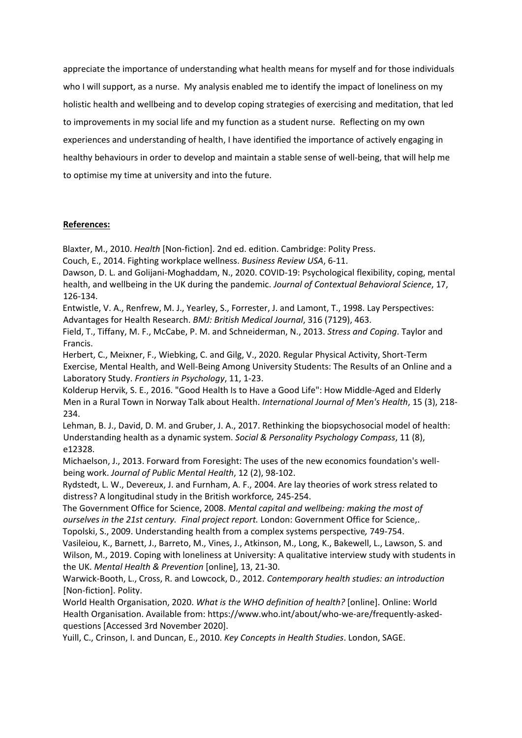appreciate the importance of understanding what health means for myself and for those individuals who I will support, as a nurse. My analysis enabled me to identify the impact of loneliness on my holistic health and wellbeing and to develop coping strategies of exercising and meditation, that led to improvements in my social life and my function as a student nurse. Reflecting on my own experiences and understanding of health, I have identified the importance of actively engaging in healthy behaviours in order to develop and maintain a stable sense of well-being, that will help me to optimise my time at university and into the future.

**References:**

Blaxter, M., 2010. *Health* [Non-fiction]. 2nd ed. edition. Cambridge: Polity Press.

Couch, E., 2014. Fighting workplace wellness. *Business Review USA*, 6-11.

Dawson, D. L. and Golijani-Moghaddam, N., 2020. COVID-19: Psychological flexibility, coping, mental health, and wellbeing in the UK during the pandemic. *Journal of Contextual Behavioral Science*, 17, 126-134.

Entwistle, V. A., Renfrew, M. J., Yearley, S., Forrester, J. and Lamont, T., 1998. Lay Perspectives: Advantages for Health Research. *BMJ: British Medical Journal*, 316 (7129), 463.

Field, T., Tiffany, M. F., McCabe, P. M. and Schneiderman, N., 2013. *Stress and Coping*. Taylor and Francis.

Herbert, C., Meixner, F., Wiebking, C. and Gilg, V., 2020. Regular Physical Activity, Short-Term Exercise, Mental Health, and Well-Being Among University Students: The Results of an Online and a Laboratory Study. *Frontiers in Psychology*, 11, 1-23.

Kolderup Hervik, S. E., 2016. "Good Health Is to Have a Good Life": How Middle-Aged and Elderly Men in a Rural Town in Norway Talk about Health. *International Journal of Men's Health*, 15 (3), 218-234.

Lehman, B. J., David, D. M. and Gruber, J. A., 2017. Rethinking the biopsychosocial model of health: Understanding health as a dynamic system. *Social & Personality Psychology Compass*, 11 (8), e12328.

Michaelson, J., 2013. Forward from Foresight: The uses of the new economics foundation's well-being work. *Journal of Public Mental Health*, 12 (2), 98-102.

Rydstedt, L. W., Devereux, J. and Furnham, A. F., 2004. Are lay theories of work stress related to distress? A longitudinal study in the British workforce*,* 245-254.

The Government Office for Science, 2008. *Mental capital and wellbeing: making the most of ourselves in the 21st century. Final project report.* London: Government Office for Science,.

Topolski, S., 2009. Understanding health from a complex systems perspective*,* 749-754.

Vasileiou, K., Barnett, J., Barreto, M., Vines, J., Atkinson, M., Long, K., Bakewell, L., Lawson, S. and Wilson, M., 2019. Coping with loneliness at University: A qualitative interview study with students in the UK. *Mental Health & Prevention* [online], 13, 21-30.

Warwick-Booth, L., Cross, R. and Lowcock, D., 2012. *Contemporary health studies: an introduction* [Non-fiction]. Polity.

World Health Organisation, 2020. *What is the WHO definition of health?* [online]. Online: World Health Organisation. Available from: https://www.who.int/about/who-we-are/frequently-asked-questions [Accessed 3rd November 2020].

Yuill, C., Crinson, I. and Duncan, E., 2010. *Key Concepts in Health Studies*. London, SAGE.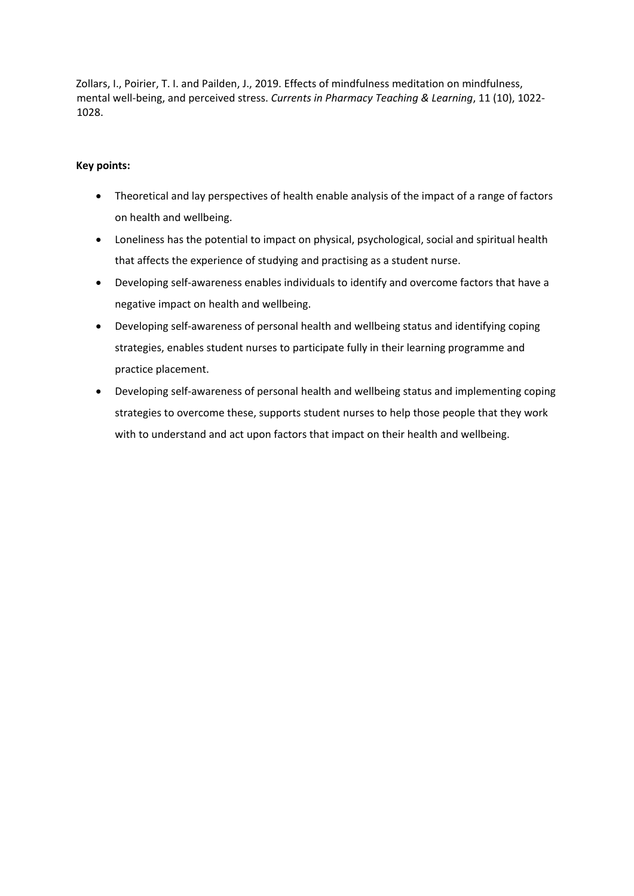Zollars, I., Poirier, T. I. and Pailden, J., 2019. Effects of mindfulness meditation on mindfulness, mental well-being, and perceived stress. *Currents in Pharmacy Teaching & Learning*, 11 (10), 1022-1028.

**Key points:**

- Theoretical and lay perspectives of health enable analysis of the impact of a range of factors on health and wellbeing.
- Loneliness has the potential to impact on physical, psychological, social and spiritual health that affects the experience of studying and practising as a student nurse.
- Developing self-awareness enables individuals to identify and overcome factors that have a negative impact on health and wellbeing.
- Developing self-awareness of personal health and wellbeing status and identifying coping strategies, enables student nurses to participate fully in their learning programme and practice placement.
- Developing self-awareness of personal health and wellbeing status and implementing coping strategies to overcome these, supports student nurses to help those people that they work with to understand and act upon factors that impact on their health and wellbeing.